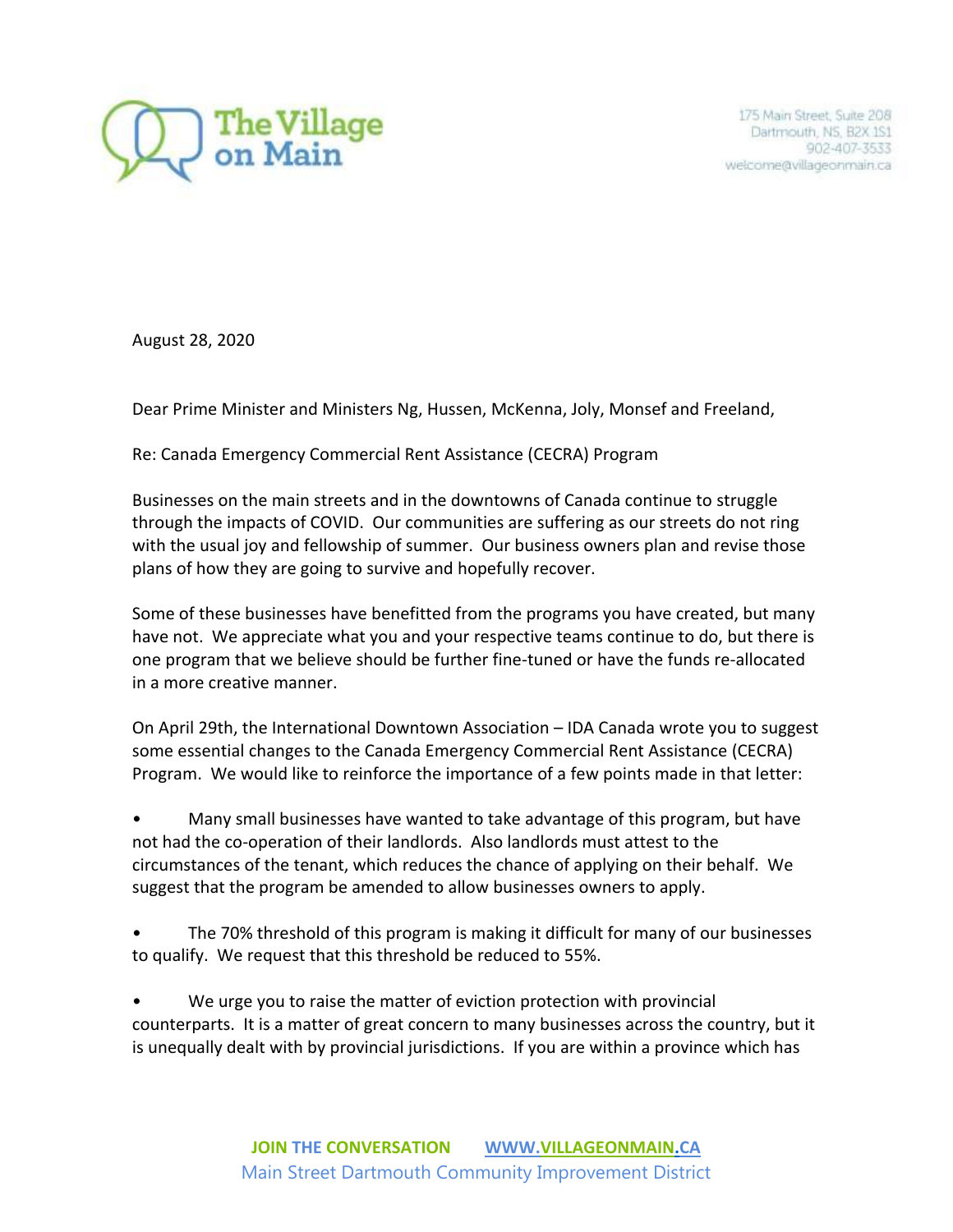The Village on Main

175 Main Street, Suite 208
Dartmouth, NS, B2X 1S1
902-407-3533
welcome@villageonmain.ca

August 28, 2020

Dear Prime Minister and Ministers Ng, Hussen, McKenna, Joly, Monsef and Freeland,

Re: Canada Emergency Commercial Rent Assistance (CECRA) Program

Businesses on the main streets and in the downtowns of Canada continue to struggle through the impacts of COVID. Our communities are suffering as our streets do not ring with the usual joy and fellowship of summer. Our business owners plan and revise those plans of how they are going to survive and hopefully recover.

Some of these businesses have benefitted from the programs you have created, but many have not. We appreciate what you and your respective teams continue to do, but there is one program that we believe should be further fine-tuned or have the funds re-allocated in a more creative manner.

On April 29th, the International Downtown Association – IDA Canada wrote you to suggest some essential changes to the Canada Emergency Commercial Rent Assistance (CECRA) Program. We would like to reinforce the importance of a few points made in that letter:

- Many small businesses have wanted to take advantage of this program, but have not had the co-operation of their landlords. Also landlords must attest to the circumstances of the tenant, which reduces the chance of applying on their behalf. We suggest that the program be amended to allow businesses owners to apply.

- The 70% threshold of this program is making it difficult for many of our businesses to qualify. We request that this threshold be reduced to 55%.

- We urge you to raise the matter of eviction protection with provincial counterparts. It is a matter of great concern to many businesses across the country, but it is unequally dealt with by provincial jurisdictions. If you are within a province which has

**JOIN THE CONVERSATION** [WWW.VILLAGEONMAIN.CA](http://www.villageonmain.ca)
Main Street Dartmouth Community Improvement District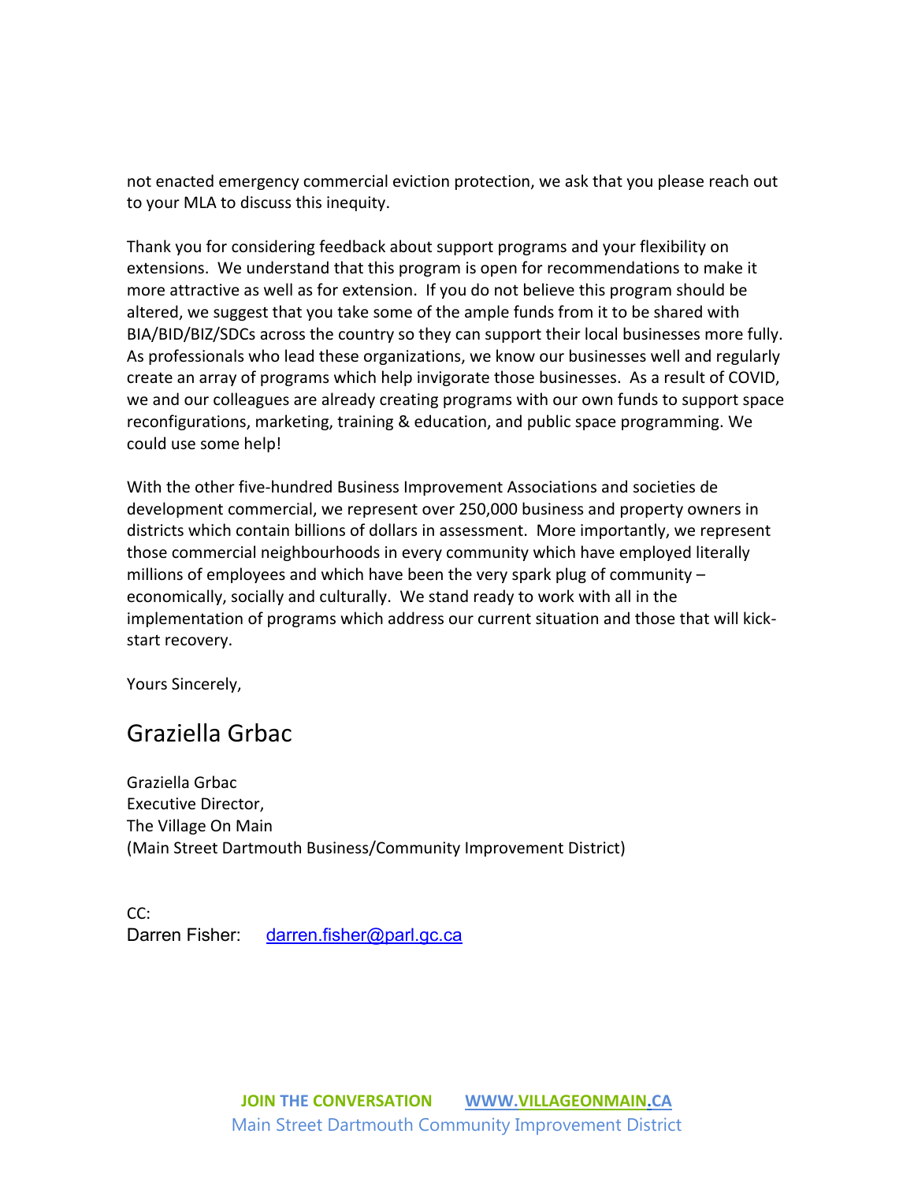not enacted emergency commercial eviction protection, we ask that you please reach out to your MLA to discuss this inequity.

Thank you for considering feedback about support programs and your flexibility on extensions. We understand that this program is open for recommendations to make it more attractive as well as for extension. If you do not believe this program should be altered, we suggest that you take some of the ample funds from it to be shared with BIA/BID/BIZ/SDCs across the country so they can support their local businesses more fully. As professionals who lead these organizations, we know our businesses well and regularly create an array of programs which help invigorate those businesses. As a result of COVID, we and our colleagues are already creating programs with our own funds to support space reconfigurations, marketing, training & education, and public space programming. We could use some help!

With the other five-hundred Business Improvement Associations and societies de development commercial, we represent over 250,000 business and property owners in districts which contain billions of dollars in assessment. More importantly, we represent those commercial neighbourhoods in every community which have employed literally millions of employees and which have been the very spark plug of community – economically, socially and culturally. We stand ready to work with all in the implementation of programs which address our current situation and those that will kick-start recovery.

Yours Sincerely,

Graziella Grbac

Graziella Grbac
Executive Director,
The Village On Main
(Main Street Dartmouth Business/Community Improvement District)

CC:
Darren Fisher: darren.fisher@parl.gc.ca

**JOIN THE CONVERSATION** **WWW.VILLAGEONMAIN.CA**
Main Street Dartmouth Community Improvement District